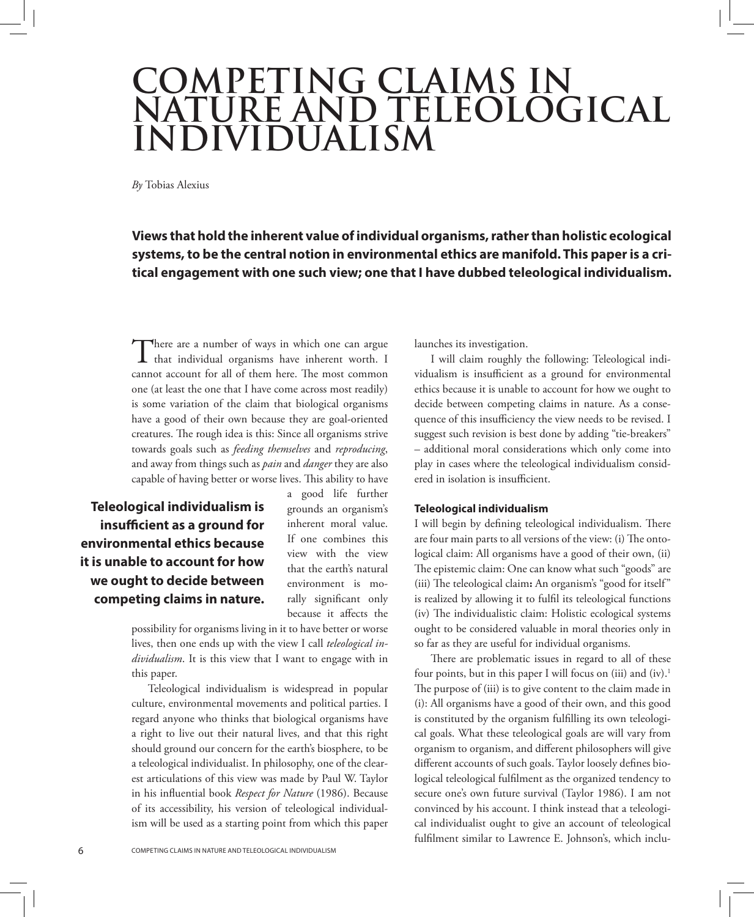# COMPETING CLAIMS IN NATURE AND TELEOLOGICAL INDIVIDUALISM

*By* Tobias Alexius

**Views that hold the inherent value of individual organisms, rather than holistic ecological systems, to be the central notion in environmental ethics are manifold. This paper is a critical engagement with one such view; one that I have dubbed teleological individualism.**

There are a number of ways in which one can argue that individual organisms have inherent worth. I cannot account for all of them here. The most common one (at least the one that I have come across most readily) is some variation of the claim that biological organisms have a good of their own because they are goal-oriented creatures. The rough idea is this: Since all organisms strive towards goals such as *feeding themselves* and *reproducing*, and away from things such as *pain* and *danger* they are also capable of having better or worse lives. This ability to have a good life further grounds an organism's inherent moral value. If one combines this view with the view that the earth's natural environment is morally significant only because it affects the possibility for organisms living in it to have better or worse lives, then one ends up with the view I call *teleological individualism*. It is this view that I want to engage with in this paper.

**Teleological individualism is insufficient as a ground for environmental ethics because it is unable to account for how we ought to decide between competing claims in nature.**

Teleological individualism is widespread in popular culture, environmental movements and political parties. I regard anyone who thinks that biological organisms have a right to live out their natural lives, and that this right should ground our concern for the earth's biosphere, to be a teleological individualist. In philosophy, one of the clearest articulations of this view was made by Paul W. Taylor in his influential book *Respect for Nature* (1986). Because of its accessibility, his version of teleological individualism will be used as a starting point from which this paper launches its investigation.

I will claim roughly the following: Teleological individualism is insufficient as a ground for environmental ethics because it is unable to account for how we ought to decide between competing claims in nature. As a consequence of this insufficiency the view needs to be revised. I suggest such revision is best done by adding "tie-breakers" – additional moral considerations which only come into play in cases where the teleological individualism considered in isolation is insufficient.

### Teleological individualism

I will begin by defining teleological individualism. There are four main parts to all versions of the view: (i) The ontological claim: All organisms have a good of their own, (ii) The epistemic claim: One can know what such "goods" are (iii) The teleological claim**:** An organism's "good for itself" is realized by allowing it to fulfil its teleological functions (iv) The individualistic claim: Holistic ecological systems ought to be considered valuable in moral theories only in so far as they are useful for individual organisms.

There are problematic issues in regard to all of these four points, but in this paper I will focus on (iii) and (iv).[1] The purpose of (iii) is to give content to the claim made in (i): All organisms have a good of their own, and this good is constituted by the organism fulfilling its own teleological goals. What these teleological goals are will vary from organism to organism, and different philosophers will give different accounts of such goals. Taylor loosely defines biological teleological fulfilment as the organized tendency to secure one's own future survival (Taylor 1986). I am not convinced by his account. I think instead that a teleological individualist ought to give an account of teleological fulfilment similar to Lawrence E. Johnson's, which inclu-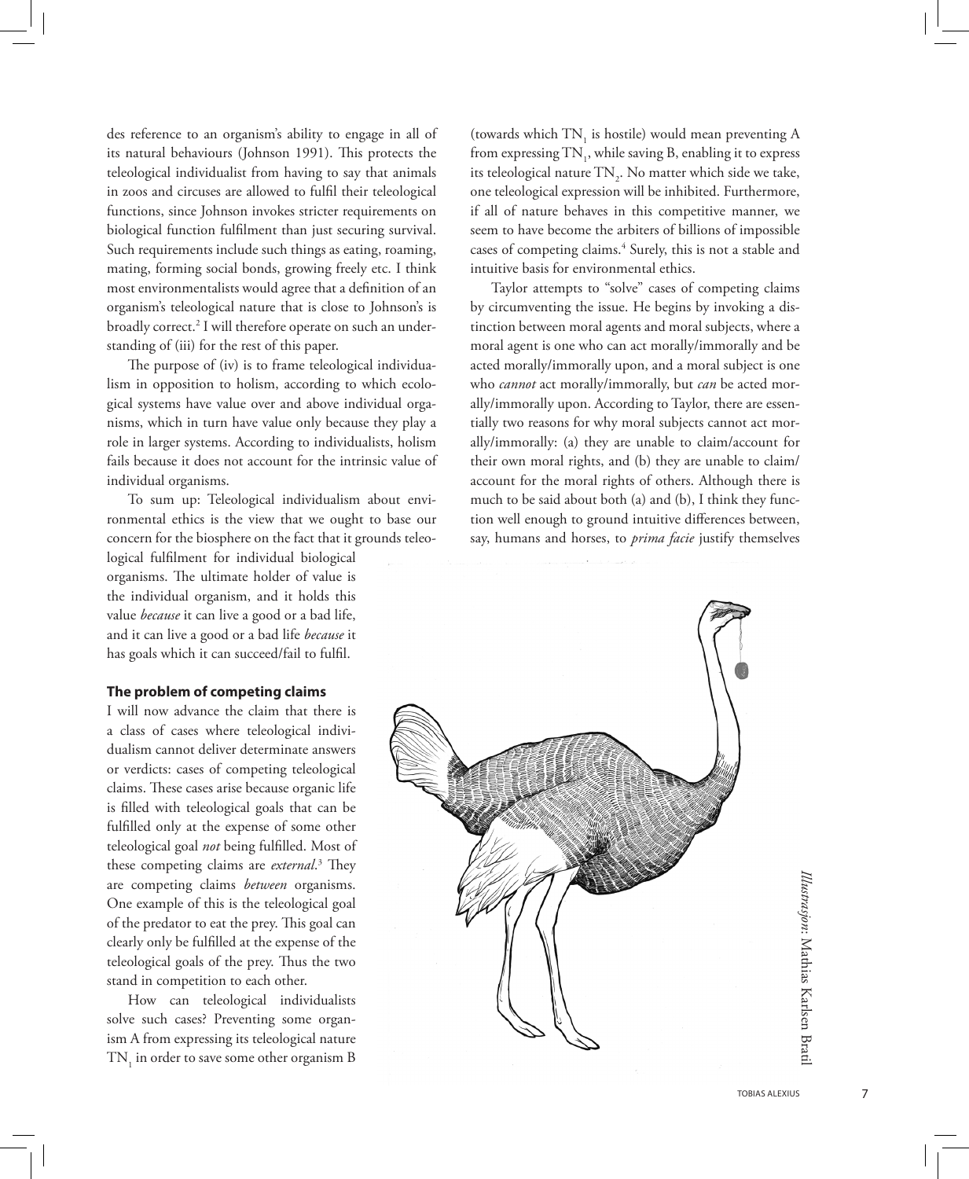des reference to an organism's ability to engage in all of its natural behaviours (Johnson 1991). This protects the teleological individualist from having to say that animals in zoos and circuses are allowed to fulfil their teleological functions, since Johnson invokes stricter requirements on biological function fulfilment than just securing survival. Such requirements include such things as eating, roaming, mating, forming social bonds, growing freely etc. I think most environmentalists would agree that a definition of an organism's teleological nature that is close to Johnson's is broadly correct.[2] I will therefore operate on such an understanding of (iii) for the rest of this paper.

The purpose of (iv) is to frame teleological individualism in opposition to holism, according to which ecological systems have value over and above individual organisms, which in turn have value only because they play a role in larger systems. According to individualists, holism fails because it does not account for the intrinsic value of individual organisms.

To sum up: Teleological individualism about environmental ethics is the view that we ought to base our concern for the biosphere on the fact that it grounds teleological fulfilment for individual biological organisms. The ultimate holder of value is the individual organism, and it holds this value *because* it can live a good or a bad life, and it can live a good or a bad life *because* it has goals which it can succeed/fail to fulfil.

### The problem of competing claims

I will now advance the claim that there is a class of cases where teleological individualism cannot deliver determinate answers or verdicts: cases of competing teleological claims. These cases arise because organic life is filled with teleological goals that can be fulfilled only at the expense of some other teleological goal *not* being fulfilled. Most of these competing claims are *external*.[3] They are competing claims *between* organisms. One example of this is the teleological goal of the predator to eat the prey. This goal can clearly only be fulfilled at the expense of the teleological goals of the prey. Thus the two stand in competition to each other.

How can teleological individualists solve such cases? Preventing some organism A from expressing its teleological nature $TN_1$ in order to save some other organism B (towards which $TN_1$ is hostile) would mean preventing A from expressing $TN_1$, while saving B, enabling it to express its teleological nature $TN_2$. No matter which side we take, one teleological expression will be inhibited. Furthermore, if all of nature behaves in this competitive manner, we seem to have become the arbiters of billions of impossible cases of competing claims.[4] Surely, this is not a stable and intuitive basis for environmental ethics.

Taylor attempts to "solve" cases of competing claims by circumventing the issue. He begins by invoking a distinction between moral agents and moral subjects, where a moral agent is one who can act morally/immorally and be acted morally/immorally upon, and a moral subject is one who *cannot* act morally/immorally, but *can* be acted morally/immorally upon. According to Taylor, there are essentially two reasons for why moral subjects cannot act morally/immorally: (a) they are unable to claim/account for their own moral rights, and (b) they are unable to claim/account for the moral rights of others. Although there is much to be said about both (a) and (b), I think they function well enough to ground intuitive differences between, say, humans and horses, to *prima facie* justify themselves

*Illustrasjon:* Mathias Karlsen Brail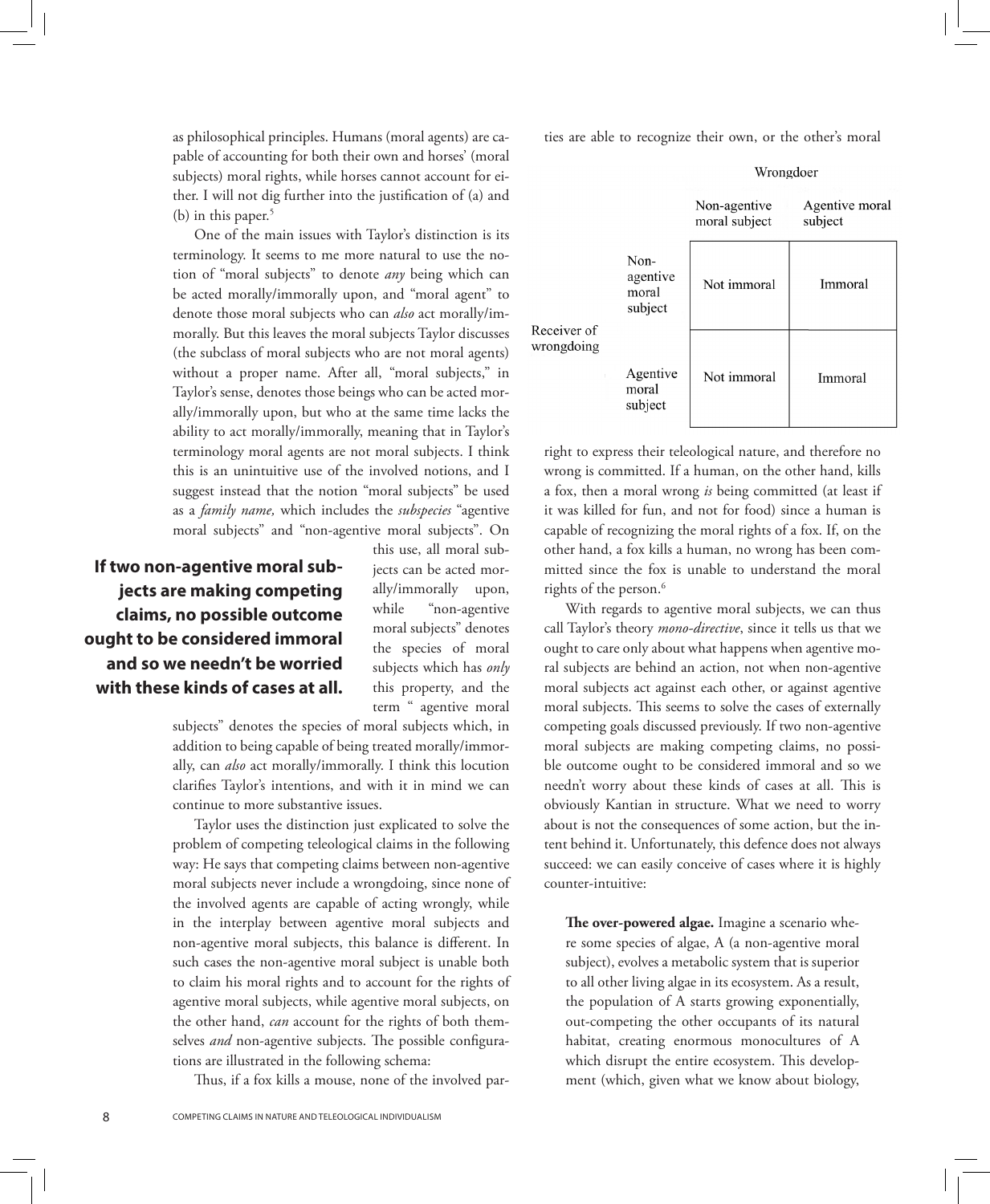as philosophical principles. Humans (moral agents) are capable of accounting for both their own and horses' (moral subjects) moral rights, while horses cannot account for either. I will not dig further into the justification of (a) and (b) in this paper.[5]

One of the main issues with Taylor's distinction is its terminology. It seems to me more natural to use the notion of "moral subjects" to denote *any* being which can be acted morally/immorally upon, and "moral agent" to denote those moral subjects who can *also* act morally/immorally. But this leaves the moral subjects Taylor discusses (the subclass of moral subjects who are not moral agents) without a proper name. After all, "moral subjects," in Taylor's sense, denotes those beings who can be acted morally/immorally upon, but who at the same time lacks the ability to act morally/immorally, meaning that in Taylor's terminology moral agents are not moral subjects. I think this is an unintuitive use of the involved notions, and I suggest instead that the notion "moral subjects" be used as a *family name,* which includes the *subspecies* "agentive moral subjects" and "non-agentive moral subjects". On this use, all moral subjects can be acted morally/immorally upon, while "non-agentive moral subjects" denotes the species of moral subjects which has *only* this property, and the term " agentive moral subjects" denotes the species of moral subjects which, in addition to being capable of being treated morally/immorally, can *also* act morally/immorally. I think this locution clarifies Taylor's intentions, and with it in mind we can continue to more substantive issues.

**If two non-agentive moral subjects are making competing claims, no possible outcome ought to be considered immoral and so we needn't be worried with these kinds of cases at all.**

Taylor uses the distinction just explicated to solve the problem of competing teleological claims in the following way: He says that competing claims between non-agentive moral subjects never include a wrongdoing, since none of the involved agents are capable of acting wrongly, while in the interplay between agentive moral subjects and non-agentive moral subjects, this balance is different. In such cases the non-agentive moral subject is unable both to claim his moral rights and to account for the rights of agentive moral subjects, while agentive moral subjects, on the other hand, *can* account for the rights of both themselves *and* non-agentive subjects. The possible configurations are illustrated in the following schema:

Thus, if a fox kills a mouse, none of the involved parties are able to recognize their own, or the other's moral

| | | Wrongdoer: Non-agentive moral subject | Wrongdoer: Agentive moral subject |
|---|---|---|---|
| Receiver of wrongdoing | Non-agentive moral subject | Not immoral | Immoral |
| | Agentive moral subject | Not immoral | Immoral |

right to express their teleological nature, and therefore no wrong is committed. If a human, on the other hand, kills a fox, then a moral wrong *is* being committed (at least if it was killed for fun, and not for food) since a human is capable of recognizing the moral rights of a fox. If, on the other hand, a fox kills a human, no wrong has been committed since the fox is unable to understand the moral rights of the person.[6]

With regards to agentive moral subjects, we can thus call Taylor's theory *mono-directive*, since it tells us that we ought to care only about what happens when agentive moral subjects are behind an action, not when non-agentive moral subjects act against each other, or against agentive moral subjects. This seems to solve the cases of externally competing goals discussed previously. If two non-agentive moral subjects are making competing claims, no possible outcome ought to be considered immoral and so we needn't worry about these kinds of cases at all. This is obviously Kantian in structure. What we need to worry about is not the consequences of some action, but the intent behind it. Unfortunately, this defence does not always succeed: we can easily conceive of cases where it is highly counter-intuitive:

> **The over-powered algae.** Imagine a scenario where some species of algae, A (a non-agentive moral subject), evolves a metabolic system that is superior to all other living algae in its ecosystem. As a result, the population of A starts growing exponentially, out-competing the other occupants of its natural habitat, creating enormous monocultures of A which disrupt the entire ecosystem. This development (which, given what we know about biology,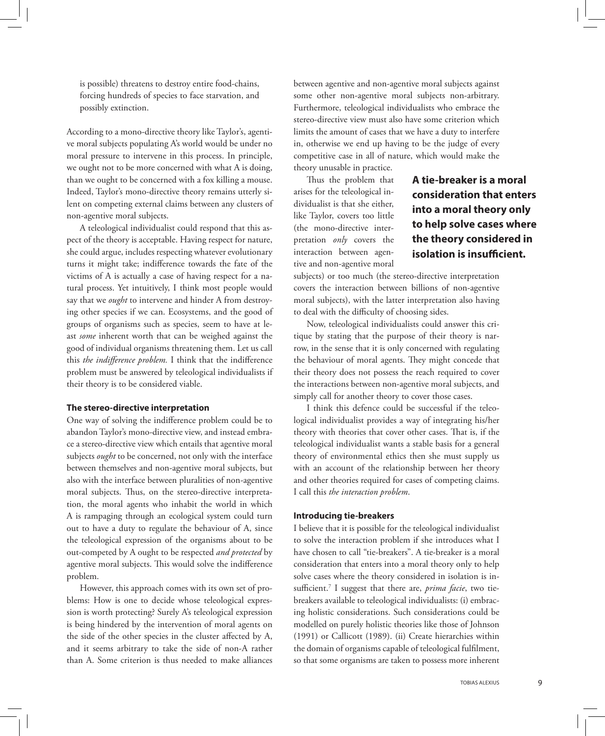is possible) threatens to destroy entire food-chains, forcing hundreds of species to face starvation, and possibly extinction.

According to a mono-directive theory like Taylor's, agentive moral subjects populating A's world would be under no moral pressure to intervene in this process. In principle, we ought not to be more concerned with what A is doing, than we ought to be concerned with a fox killing a mouse. Indeed, Taylor's mono-directive theory remains utterly silent on competing external claims between any clusters of non-agentive moral subjects.

A teleological individualist could respond that this aspect of the theory is acceptable. Having respect for nature, she could argue, includes respecting whatever evolutionary turns it might take; indifference towards the fate of the victims of A is actually a case of having respect for a natural process. Yet intuitively, I think most people would say that we *ought* to intervene and hinder A from destroying other species if we can. Ecosystems, and the good of groups of organisms such as species, seem to have at least *some* inherent worth that can be weighed against the good of individual organisms threatening them. Let us call this *the indifference problem.* I think that the indifference problem must be answered by teleological individualists if their theory is to be considered viable.

**The stereo-directive interpretation**

One way of solving the indifference problem could be to abandon Taylor's mono-directive view, and instead embrace a stereo-directive view which entails that agentive moral subjects *ought* to be concerned, not only with the interface between themselves and non-agentive moral subjects, but also with the interface between pluralities of non-agentive moral subjects. Thus, on the stereo-directive interpretation, the moral agents who inhabit the world in which A is rampaging through an ecological system could turn out to have a duty to regulate the behaviour of A, since the teleological expression of the organisms about to be out-competed by A ought to be respected *and protected* by agentive moral subjects. This would solve the indifference problem.

However, this approach comes with its own set of problems: How is one to decide whose teleological expression is worth protecting? Surely A's teleological expression is being hindered by the intervention of moral agents on the side of the other species in the cluster affected by A, and it seems arbitrary to take the side of non-A rather than A. Some criterion is thus needed to make alliances between agentive and non-agentive moral subjects against some other non-agentive moral subjects non-arbitrary. Furthermore, teleological individualists who embrace the stereo-directive view must also have some criterion which limits the amount of cases that we have a duty to interfere in, otherwise we end up having to be the judge of every competitive case in all of nature, which would make the theory unusable in practice.

Thus the problem that arises for the teleological individualist is that she either, like Taylor, covers too little (the mono-directive interpretation *only* covers the interaction between agentive and non-agentive moral subjects) or too much (the stereo-directive interpretation covers the interaction between billions of non-agentive moral subjects), with the latter interpretation also having to deal with the difficulty of choosing sides.

Now, teleological individualists could answer this critique by stating that the purpose of their theory is narrow, in the sense that it is only concerned with regulating the behaviour of moral agents. They might concede that their theory does not possess the reach required to cover the interactions between non-agentive moral subjects, and simply call for another theory to cover those cases.

I think this defence could be successful if the teleological individualist provides a way of integrating his/her theory with theories that cover other cases. That is, if the teleological individualist wants a stable basis for a general theory of environmental ethics then she must supply us with an account of the relationship between her theory and other theories required for cases of competing claims. I call this *the interaction problem*.

**Introducing tie-breakers**

I believe that it is possible for the teleological individualist to solve the interaction problem if she introduces what I have chosen to call "tie-breakers". A tie-breaker is a moral consideration that enters into a moral theory only to help solve cases where the theory considered in isolation is insufficient.[7] I suggest that there are, *prima facie*, two tie-breakers available to teleological individualists: (i) embracing holistic considerations. Such considerations could be modelled on purely holistic theories like those of Johnson (1991) or Callicott (1989). (ii) Create hierarchies within the domain of organisms capable of teleological fulfilment, so that some organisms are taken to possess more inherent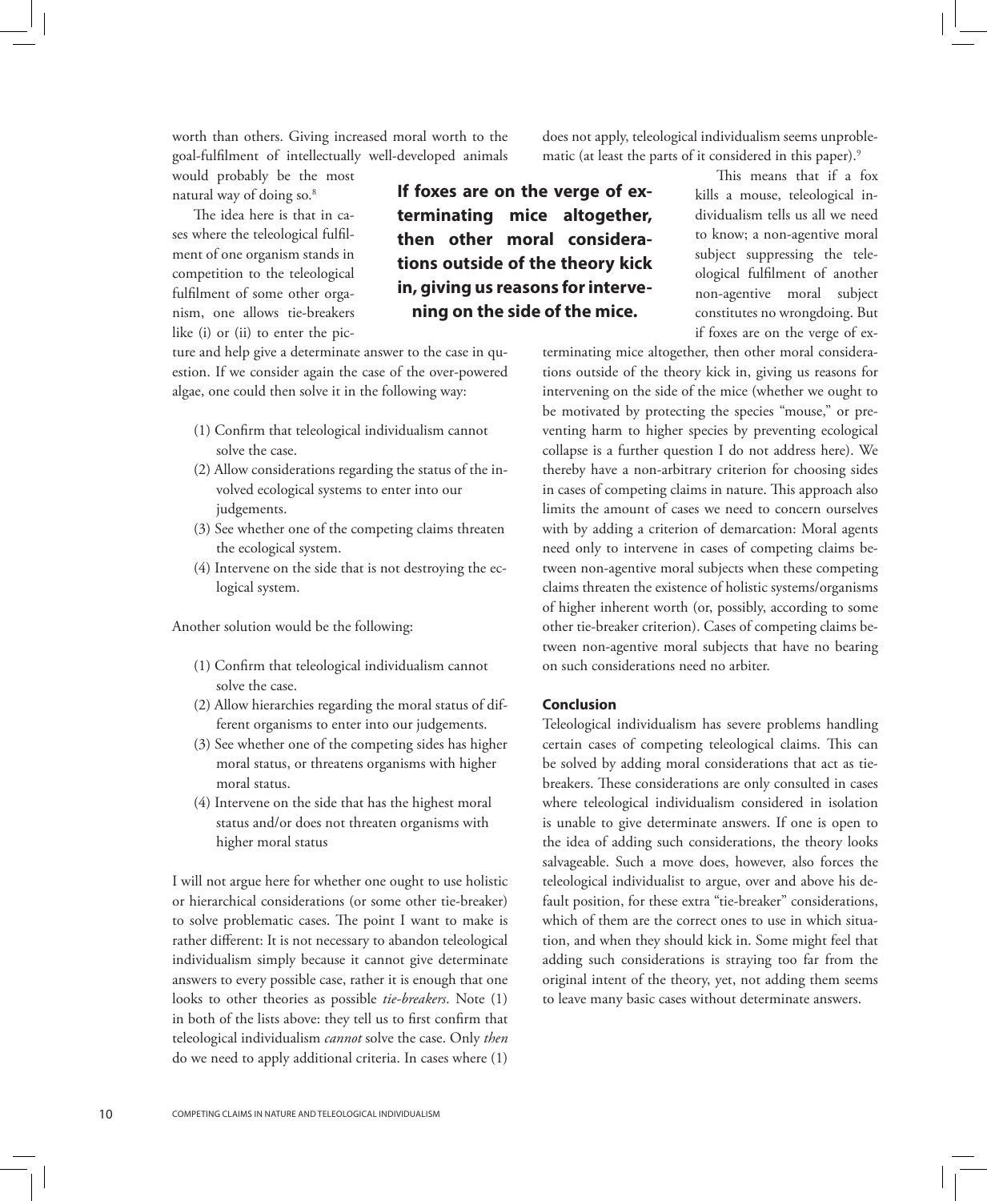worth than others. Giving increased moral worth to the goal-fulfilment of intellectually well-developed animals would probably be the most natural way of doing so.[8]

The idea here is that in cases where the teleological fulfilment of one organism stands in competition to the teleological fulfilment of some other organism, one allows tie-breakers like (i) or (ii) to enter the picture and help give a determinate answer to the case in question. If we consider again the case of the over-powered algae, one could then solve it in the following way:

(1) Confirm that teleological individualism cannot solve the case.
(2) Allow considerations regarding the status of the involved ecological systems to enter into our judgements.
(3) See whether one of the competing claims threaten the ecological system.
(4) Intervene on the side that is not destroying the ecological system.

Another solution would be the following:

(1) Confirm that teleological individualism cannot solve the case.
(2) Allow hierarchies regarding the moral status of different organisms to enter into our judgements.
(3) See whether one of the competing sides has higher moral status, or threatens organisms with higher moral status.
(4) Intervene on the side that has the highest moral status and/or does not threaten organisms with higher moral status

I will not argue here for whether one ought to use holistic or hierarchical considerations (or some other tie-breaker) to solve problematic cases. The point I want to make is rather different: It is not necessary to abandon teleological individualism simply because it cannot give determinate answers to every possible case, rather it is enough that one looks to other theories as possible *tie-breakers*. Note (1) in both of the lists above: they tell us to first confirm that teleological individualism *cannot* solve the case. Only *then* do we need to apply additional criteria. In cases where (1) does not apply, teleological individualism seems unproblematic (at least the parts of it considered in this paper).[9]

**If foxes are on the verge of exterminating mice altogether, then other moral considerations outside of the theory kick in, giving us reasons for intervening on the side of the mice.**

This means that if a fox kills a mouse, teleological individualism tells us all we need to know; a non-agentive moral subject suppressing the teleological fulfilment of another non-agentive moral subject constitutes no wrongdoing. But if foxes are on the verge of exterminating mice altogether, then other moral considerations outside of the theory kick in, giving us reasons for intervening on the side of the mice (whether we ought to be motivated by protecting the species "mouse," or preventing harm to higher species by preventing ecological collapse is a further question I do not address here). We thereby have a non-arbitrary criterion for choosing sides in cases of competing claims in nature. This approach also limits the amount of cases we need to concern ourselves with by adding a criterion of demarcation: Moral agents need only to intervene in cases of competing claims between non-agentive moral subjects when these competing claims threaten the existence of holistic systems/organisms of higher inherent worth (or, possibly, according to some other tie-breaker criterion). Cases of competing claims between non-agentive moral subjects that have no bearing on such considerations need no arbiter.

## Conclusion

Teleological individualism has severe problems handling certain cases of competing teleological claims. This can be solved by adding moral considerations that act as tie-breakers. These considerations are only consulted in cases where teleological individualism considered in isolation is unable to give determinate answers. If one is open to the idea of adding such considerations, the theory looks salvageable. Such a move does, however, also forces the teleological individualist to argue, over and above his default position, for these extra "tie-breaker" considerations, which of them are the correct ones to use in which situation, and when they should kick in. Some might feel that adding such considerations is straying too far from the original intent of the theory, yet, not adding them seems to leave many basic cases without determinate answers.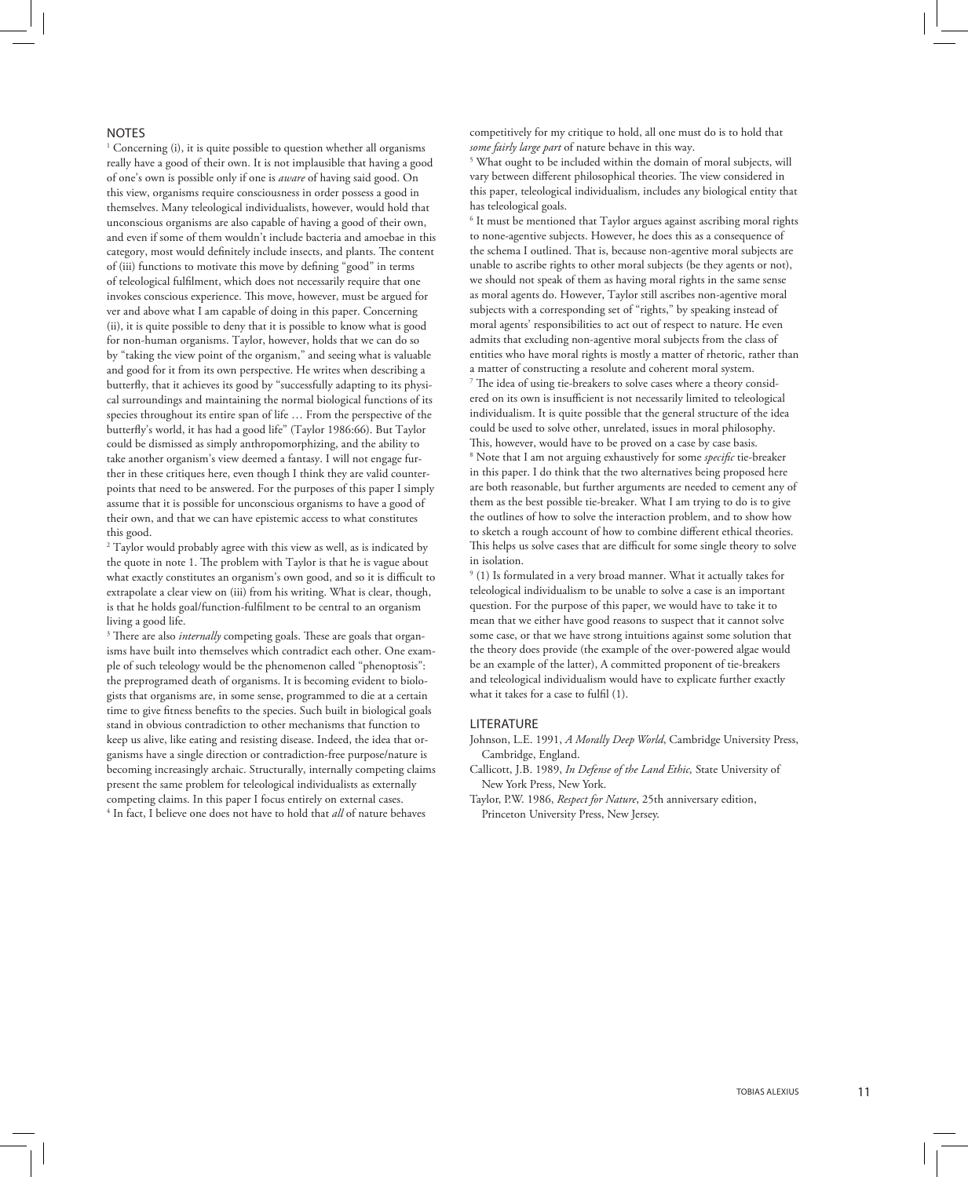## NOTES

[1] Concerning (i), it is quite possible to question whether all organisms really have a good of their own. It is not implausible that having a good of one's own is possible only if one is *aware* of having said good. On this view, organisms require consciousness in order possess a good in themselves. Many teleological individualists, however, would hold that unconscious organisms are also capable of having a good of their own, and even if some of them wouldn't include bacteria and amoebae in this category, most would definitely include insects, and plants. The content of (iii) functions to motivate this move by defining "good" in terms of teleological fulfilment, which does not necessarily require that one invokes conscious experience. This move, however, must be argued for ver and above what I am capable of doing in this paper. Concerning (ii), it is quite possible to deny that it is possible to know what is good for non-human organisms. Taylor, however, holds that we can do so by "taking the view point of the organism," and seeing what is valuable and good for it from its own perspective. He writes when describing a butterfly, that it achieves its good by "successfully adapting to its physical surroundings and maintaining the normal biological functions of its species throughout its entire span of life … From the perspective of the butterfly's world, it has had a good life" (Taylor 1986:66). But Taylor could be dismissed as simply anthropomorphizing, and the ability to take another organism's view deemed a fantasy. I will not engage further in these critiques here, even though I think they are valid counterpoints that need to be answered. For the purposes of this paper I simply assume that it is possible for unconscious organisms to have a good of their own, and that we can have epistemic access to what constitutes this good.

[2] Taylor would probably agree with this view as well, as is indicated by the quote in note 1. The problem with Taylor is that he is vague about what exactly constitutes an organism's own good, and so it is difficult to extrapolate a clear view on (iii) from his writing. What is clear, though, is that he holds goal/function-fulfilment to be central to an organism living a good life.

[3] There are also *internally* competing goals. These are goals that organisms have built into themselves which contradict each other. One example of such teleology would be the phenomenon called "phenoptosis": the preprogramed death of organisms. It is becoming evident to biologists that organisms are, in some sense, programmed to die at a certain time to give fitness benefits to the species. Such built in biological goals stand in obvious contradiction to other mechanisms that function to keep us alive, like eating and resisting disease. Indeed, the idea that organisms have a single direction or contradiction-free purpose/nature is becoming increasingly archaic. Structurally, internally competing claims present the same problem for teleological individualists as externally competing claims. In this paper I focus entirely on external cases.

[4] In fact, I believe one does not have to hold that *all* of nature behaves competitively for my critique to hold, all one must do is to hold that *some fairly large part* of nature behave in this way.

[5] What ought to be included within the domain of moral subjects, will vary between different philosophical theories. The view considered in this paper, teleological individualism, includes any biological entity that has teleological goals.

[6] It must be mentioned that Taylor argues against ascribing moral rights to none-agentive subjects. However, he does this as a consequence of the schema I outlined. That is, because non-agentive moral subjects are unable to ascribe rights to other moral subjects (be they agents or not), we should not speak of them as having moral rights in the same sense as moral agents do. However, Taylor still ascribes non-agentive moral subjects with a corresponding set of "rights," by speaking instead of moral agents' responsibilities to act out of respect to nature. He even admits that excluding non-agentive moral subjects from the class of entities who have moral rights is mostly a matter of rhetoric, rather than a matter of constructing a resolute and coherent moral system.

[7] The idea of using tie-breakers to solve cases where a theory considered on its own is insufficient is not necessarily limited to teleological individualism. It is quite possible that the general structure of the idea could be used to solve other, unrelated, issues in moral philosophy. This, however, would have to be proved on a case by case basis.

[8] Note that I am not arguing exhaustively for some *specific* tie-breaker in this paper. I do think that the two alternatives being proposed here are both reasonable, but further arguments are needed to cement any of them as the best possible tie-breaker. What I am trying to do is to give the outlines of how to solve the interaction problem, and to show how to sketch a rough account of how to combine different ethical theories. This helps us solve cases that are difficult for some single theory to solve in isolation.

[9] (1) Is formulated in a very broad manner. What it actually takes for teleological individualism to be unable to solve a case is an important question. For the purpose of this paper, we would have to take it to mean that we either have good reasons to suspect that it cannot solve some case, or that we have strong intuitions against some solution that the theory does provide (the example of the over-powered algae would be an example of the latter), A committed proponent of tie-breakers and teleological individualism would have to explicate further exactly what it takes for a case to fulfil (1).

## LITERATURE

Johnson, L.E. 1991, *A Morally Deep World*, Cambridge University Press, Cambridge, England.

Callicott, J.B. 1989, *In Defense of the Land Ethic,* State University of New York Press, New York.

Taylor, P.W. 1986, *Respect for Nature*, 25th anniversary edition, Princeton University Press, New Jersey.